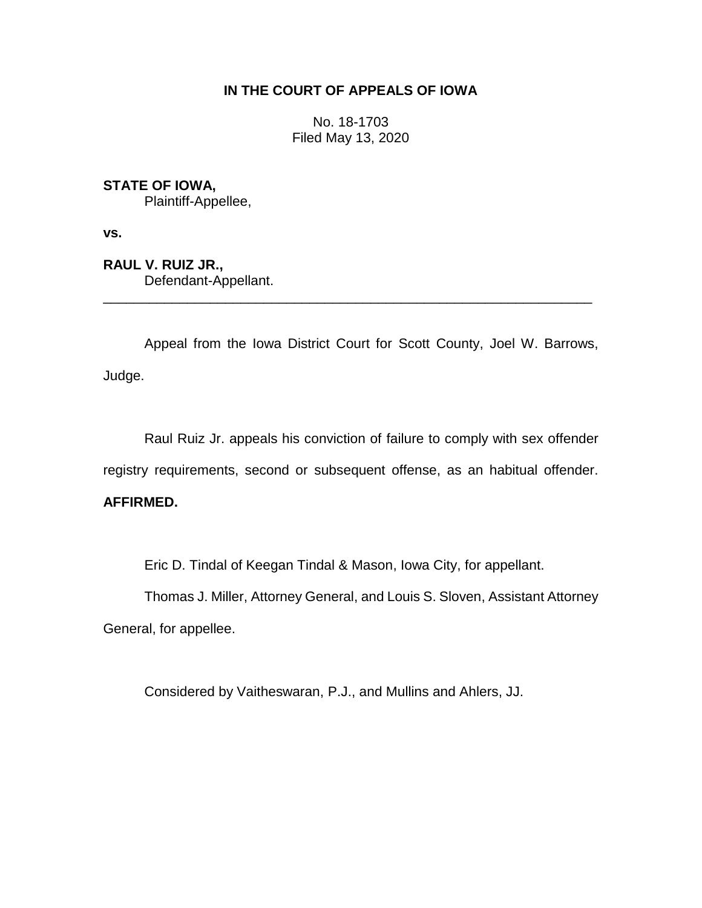**IN THE COURT OF APPEALS OF IOWA**

No. 18-1703
Filed May 13, 2020

**STATE OF IOWA,**
Plaintiff-Appellee,

**vs.**

**RAUL V. RUIZ JR.,**
Defendant-Appellant.

---

Appeal from the Iowa District Court for Scott County, Joel W. Barrows, Judge.

Raul Ruiz Jr. appeals his conviction of failure to comply with sex offender registry requirements, second or subsequent offense, as an habitual offender. **AFFIRMED.**

Eric D. Tindal of Keegan Tindal & Mason, Iowa City, for appellant.

Thomas J. Miller, Attorney General, and Louis S. Sloven, Assistant Attorney General, for appellee.

Considered by Vaitheswaran, P.J., and Mullins and Ahlers, JJ.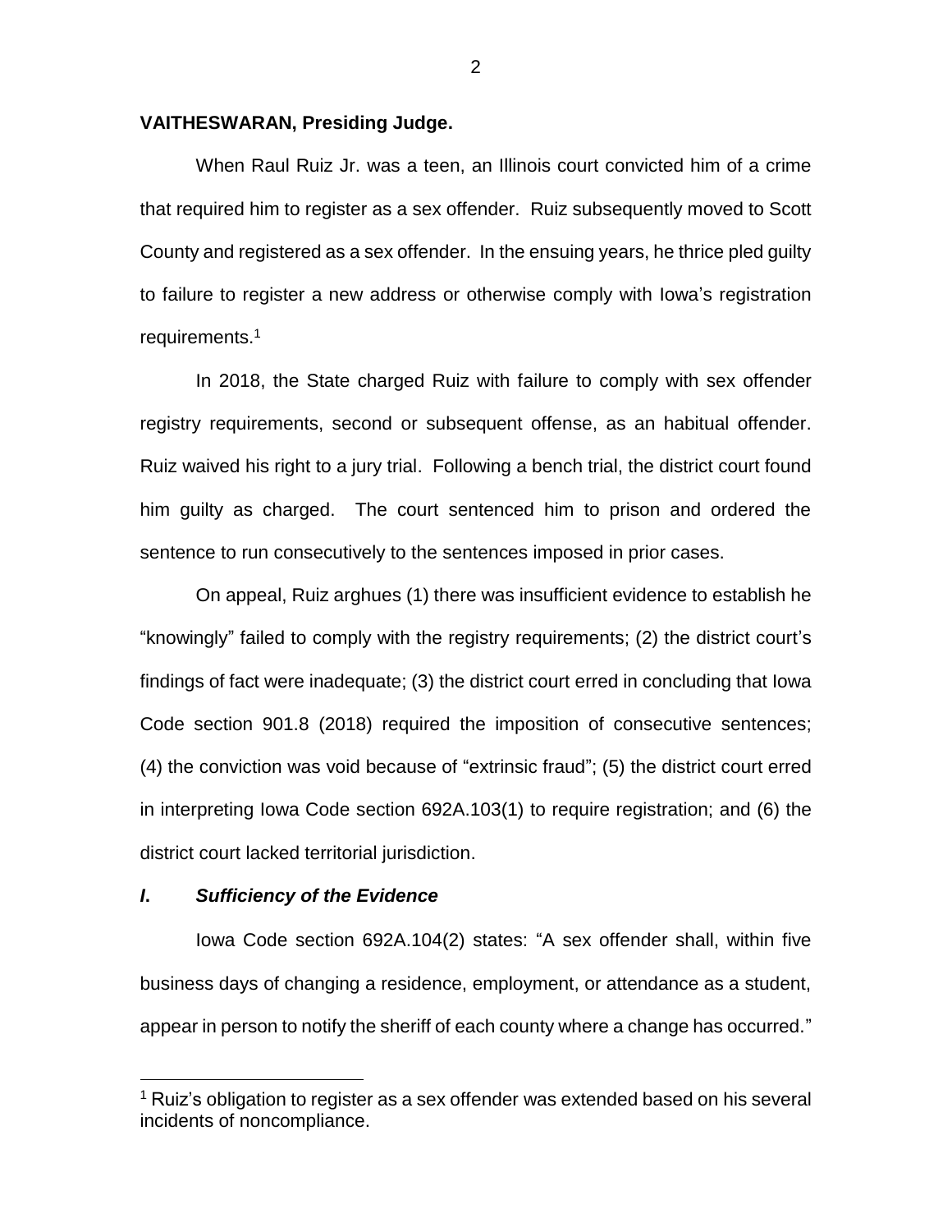**VAITHESWARAN, Presiding Judge.**

When Raul Ruiz Jr. was a teen, an Illinois court convicted him of a crime that required him to register as a sex offender. Ruiz subsequently moved to Scott County and registered as a sex offender. In the ensuing years, he thrice pled guilty to failure to register a new address or otherwise comply with Iowa's registration requirements.[1]

In 2018, the State charged Ruiz with failure to comply with sex offender registry requirements, second or subsequent offense, as an habitual offender. Ruiz waived his right to a jury trial. Following a bench trial, the district court found him guilty as charged. The court sentenced him to prison and ordered the sentence to run consecutively to the sentences imposed in prior cases.

On appeal, Ruiz arghues (1) there was insufficient evidence to establish he "knowingly" failed to comply with the registry requirements; (2) the district court's findings of fact were inadequate; (3) the district court erred in concluding that Iowa Code section 901.8 (2018) required the imposition of consecutive sentences; (4) the conviction was void because of "extrinsic fraud"; (5) the district court erred in interpreting Iowa Code section 692A.103(1) to require registration; and (6) the district court lacked territorial jurisdiction.

## *I. Sufficiency of the Evidence*

Iowa Code section 692A.104(2) states: "A sex offender shall, within five business days of changing a residence, employment, or attendance as a student, appear in person to notify the sheriff of each county where a change has occurred."

[1] Ruiz's obligation to register as a sex offender was extended based on his several incidents of noncompliance.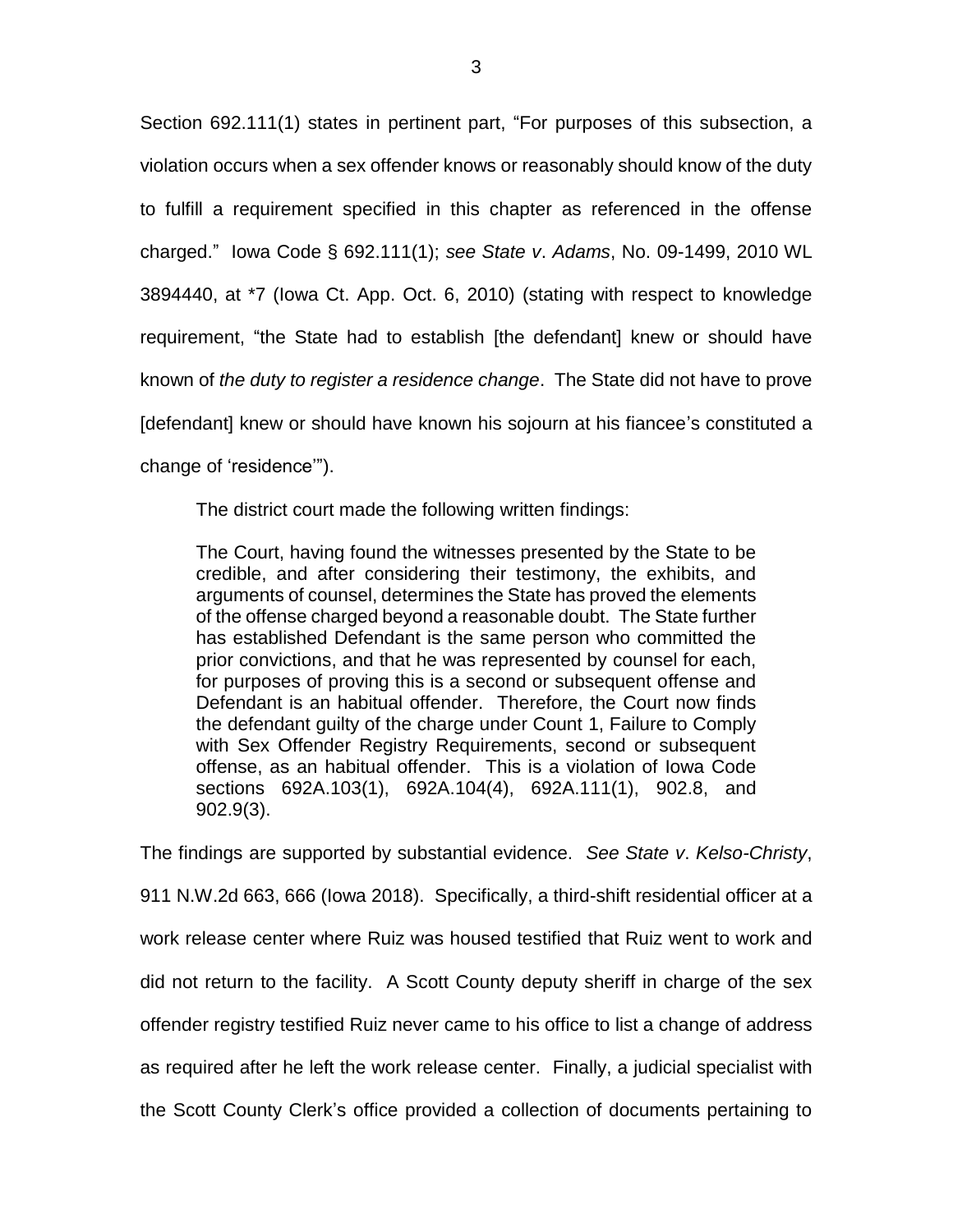Section 692.111(1) states in pertinent part, "For purposes of this subsection, a violation occurs when a sex offender knows or reasonably should know of the duty to fulfill a requirement specified in this chapter as referenced in the offense charged." Iowa Code § 692.111(1); *see State v. Adams*, No. 09-1499, 2010 WL 3894440, at *7 (Iowa Ct. App. Oct. 6, 2010) (stating with respect to knowledge requirement, "the State had to establish [the defendant] knew or should have known of *the duty to register a residence change*. The State did not have to prove [defendant] knew or should have known his sojourn at his fiancee's constituted a change of 'residence'").

The district court made the following written findings:

> The Court, having found the witnesses presented by the State to be credible, and after considering their testimony, the exhibits, and arguments of counsel, determines the State has proved the elements of the offense charged beyond a reasonable doubt. The State further has established Defendant is the same person who committed the prior convictions, and that he was represented by counsel for each, for purposes of proving this is a second or subsequent offense and Defendant is an habitual offender. Therefore, the Court now finds the defendant guilty of the charge under Count 1, Failure to Comply with Sex Offender Registry Requirements, second or subsequent offense, as an habitual offender. This is a violation of Iowa Code sections 692A.103(1), 692A.104(4), 692A.111(1), 902.8, and 902.9(3).

The findings are supported by substantial evidence. *See State v. Kelso-Christy*, 911 N.W.2d 663, 666 (Iowa 2018). Specifically, a third-shift residential officer at a work release center where Ruiz was housed testified that Ruiz went to work and did not return to the facility. A Scott County deputy sheriff in charge of the sex offender registry testified Ruiz never came to his office to list a change of address as required after he left the work release center. Finally, a judicial specialist with the Scott County Clerk's office provided a collection of documents pertaining to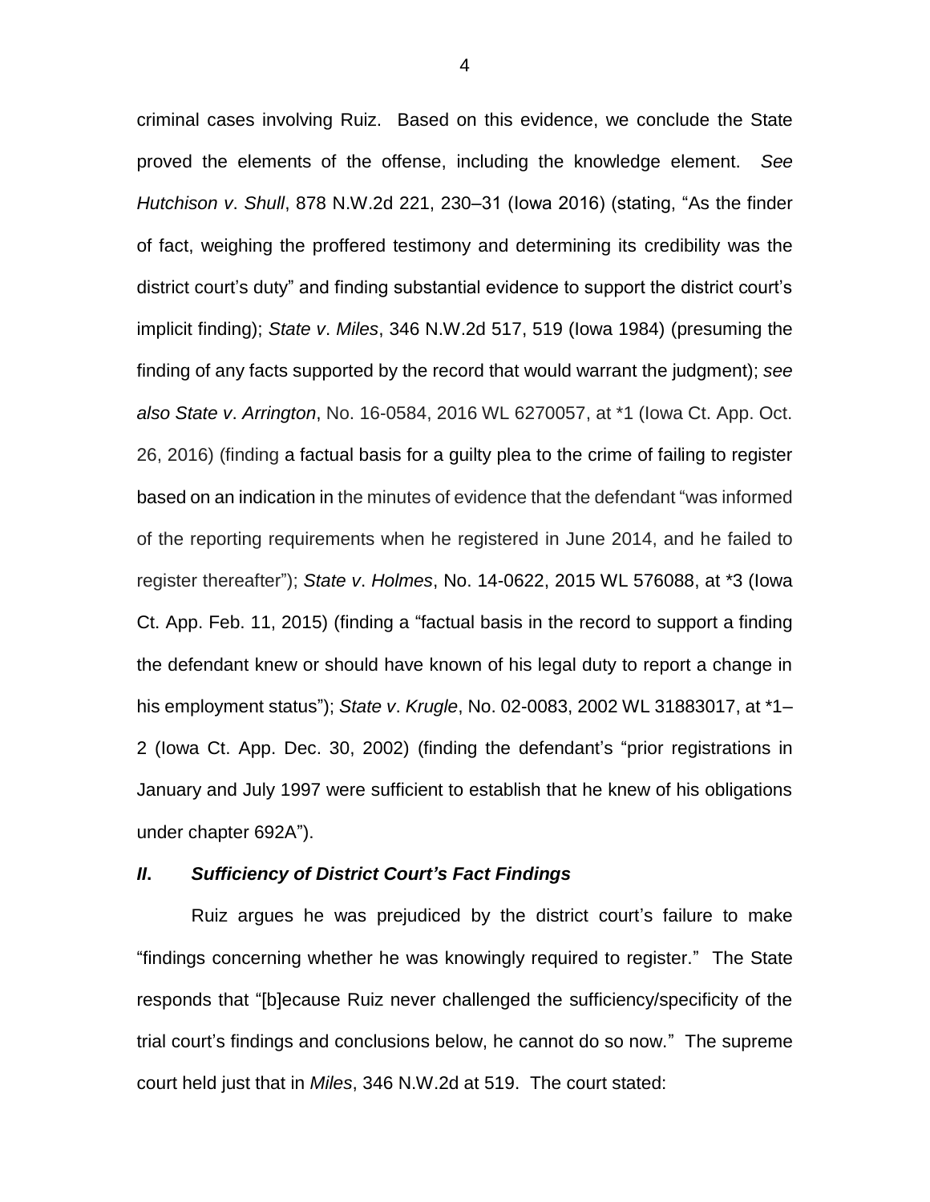criminal cases involving Ruiz. Based on this evidence, we conclude the State proved the elements of the offense, including the knowledge element. *See Hutchison v. Shull*, 878 N.W.2d 221, 230–31 (Iowa 2016) (stating, "As the finder of fact, weighing the proffered testimony and determining its credibility was the district court's duty" and finding substantial evidence to support the district court's implicit finding); *State v. Miles*, 346 N.W.2d 517, 519 (Iowa 1984) (presuming the finding of any facts supported by the record that would warrant the judgment); *see also State v. Arrington*, No. 16-0584, 2016 WL 6270057, at *1 (Iowa Ct. App. Oct. 26, 2016) (finding a factual basis for a guilty plea to the crime of failing to register based on an indication in the minutes of evidence that the defendant "was informed of the reporting requirements when he registered in June 2014, and he failed to register thereafter"); *State v. Holmes*, No. 14-0622, 2015 WL 576088, at *3 (Iowa Ct. App. Feb. 11, 2015) (finding a "factual basis in the record to support a finding the defendant knew or should have known of his legal duty to report a change in his employment status"); *State v. Krugle*, No. 02-0083, 2002 WL 31883017, at *1–2 (Iowa Ct. App. Dec. 30, 2002) (finding the defendant's "prior registrations in January and July 1997 were sufficient to establish that he knew of his obligations under chapter 692A").

## ***II. Sufficiency of District Court's Fact Findings***

Ruiz argues he was prejudiced by the district court's failure to make "findings concerning whether he was knowingly required to register." The State responds that "[b]ecause Ruiz never challenged the sufficiency/specificity of the trial court's findings and conclusions below, he cannot do so now." The supreme court held just that in *Miles*, 346 N.W.2d at 519. The court stated: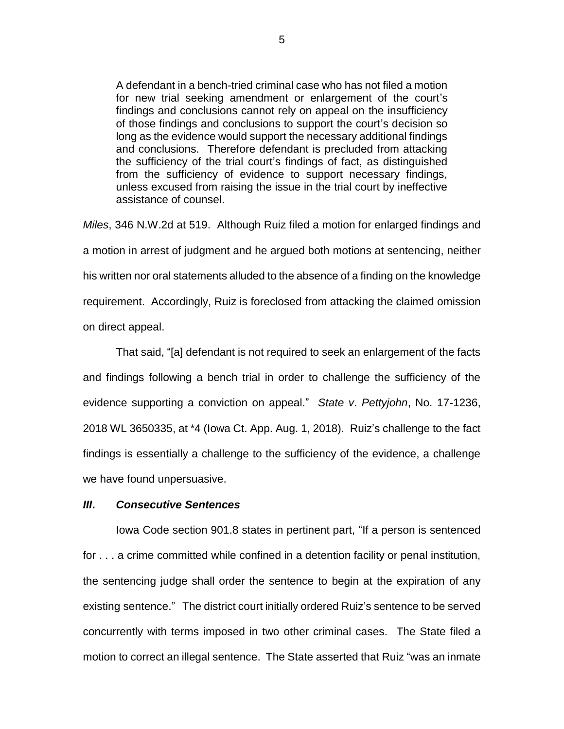> A defendant in a bench-tried criminal case who has not filed a motion for new trial seeking amendment or enlargement of the court's findings and conclusions cannot rely on appeal on the insufficiency of those findings and conclusions to support the court's decision so long as the evidence would support the necessary additional findings and conclusions. Therefore defendant is precluded from attacking the sufficiency of the trial court's findings of fact, as distinguished from the sufficiency of evidence to support necessary findings, unless excused from raising the issue in the trial court by ineffective assistance of counsel.

*Miles*, 346 N.W.2d at 519. Although Ruiz filed a motion for enlarged findings and a motion in arrest of judgment and he argued both motions at sentencing, neither his written nor oral statements alluded to the absence of a finding on the knowledge requirement. Accordingly, Ruiz is foreclosed from attacking the claimed omission on direct appeal.

That said, "[a] defendant is not required to seek an enlargement of the facts and findings following a bench trial in order to challenge the sufficiency of the evidence supporting a conviction on appeal." *State v. Pettyjohn*, No. 17-1236, 2018 WL 3650335, at *4 (Iowa Ct. App. Aug. 1, 2018). Ruiz's challenge to the fact findings is essentially a challenge to the sufficiency of the evidence, a challenge we have found unpersuasive.

### ***III. Consecutive Sentences***

Iowa Code section 901.8 states in pertinent part, "If a person is sentenced for . . . a crime committed while confined in a detention facility or penal institution, the sentencing judge shall order the sentence to begin at the expiration of any existing sentence." The district court initially ordered Ruiz's sentence to be served concurrently with terms imposed in two other criminal cases. The State filed a motion to correct an illegal sentence. The State asserted that Ruiz "was an inmate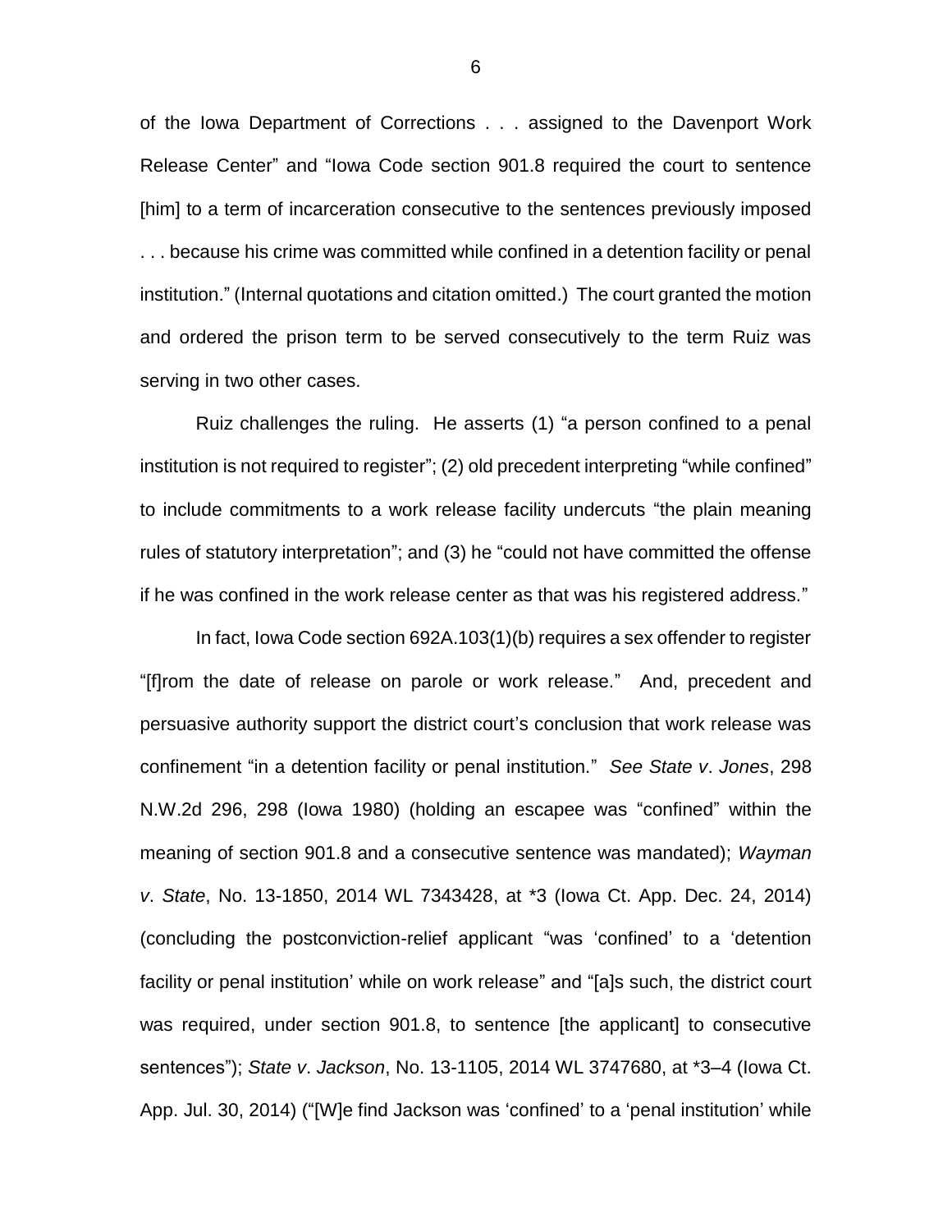of the Iowa Department of Corrections . . . assigned to the Davenport Work Release Center" and "Iowa Code section 901.8 required the court to sentence [him] to a term of incarceration consecutive to the sentences previously imposed . . . because his crime was committed while confined in a detention facility or penal institution." (Internal quotations and citation omitted.) The court granted the motion and ordered the prison term to be served consecutively to the term Ruiz was serving in two other cases.

Ruiz challenges the ruling. He asserts (1) "a person confined to a penal institution is not required to register"; (2) old precedent interpreting "while confined" to include commitments to a work release facility undercuts "the plain meaning rules of statutory interpretation"; and (3) he "could not have committed the offense if he was confined in the work release center as that was his registered address."

In fact, Iowa Code section 692A.103(1)(b) requires a sex offender to register "[f]rom the date of release on parole or work release." And, precedent and persuasive authority support the district court's conclusion that work release was confinement "in a detention facility or penal institution." *See State v. Jones*, 298 N.W.2d 296, 298 (Iowa 1980) (holding an escapee was "confined" within the meaning of section 901.8 and a consecutive sentence was mandated); *Wayman v. State*, No. 13-1850, 2014 WL 7343428, at *3 (Iowa Ct. App. Dec. 24, 2014) (concluding the postconviction-relief applicant "was 'confined' to a 'detention facility or penal institution' while on work release" and "[a]s such, the district court was required, under section 901.8, to sentence [the applicant] to consecutive sentences"); *State v. Jackson*, No. 13-1105, 2014 WL 3747680, at *3–4 (Iowa Ct. App. Jul. 30, 2014) ("[W]e find Jackson was 'confined' to a 'penal institution' while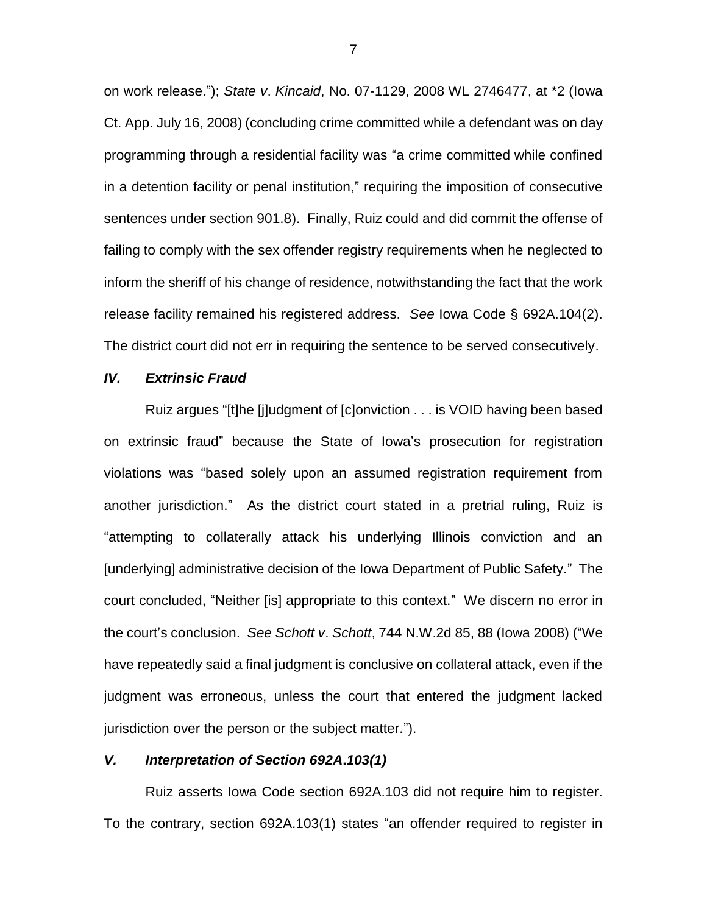on work release."); *State v. Kincaid*, No. 07-1129, 2008 WL 2746477, at *2 (Iowa Ct. App. July 16, 2008) (concluding crime committed while a defendant was on day programming through a residential facility was "a crime committed while confined in a detention facility or penal institution," requiring the imposition of consecutive sentences under section 901.8). Finally, Ruiz could and did commit the offense of failing to comply with the sex offender registry requirements when he neglected to inform the sheriff of his change of residence, notwithstanding the fact that the work release facility remained his registered address. *See* Iowa Code § 692A.104(2). The district court did not err in requiring the sentence to be served consecutively.

### *IV. Extrinsic Fraud*

Ruiz argues "[t]he [j]udgment of [c]onviction . . . is VOID having been based on extrinsic fraud" because the State of Iowa's prosecution for registration violations was "based solely upon an assumed registration requirement from another jurisdiction." As the district court stated in a pretrial ruling, Ruiz is "attempting to collaterally attack his underlying Illinois conviction and an [underlying] administrative decision of the Iowa Department of Public Safety." The court concluded, "Neither [is] appropriate to this context." We discern no error in the court's conclusion. *See Schott v. Schott*, 744 N.W.2d 85, 88 (Iowa 2008) ("We have repeatedly said a final judgment is conclusive on collateral attack, even if the judgment was erroneous, unless the court that entered the judgment lacked jurisdiction over the person or the subject matter.").

### *V. Interpretation of Section 692A.103(1)*

Ruiz asserts Iowa Code section 692A.103 did not require him to register. To the contrary, section 692A.103(1) states "an offender required to register in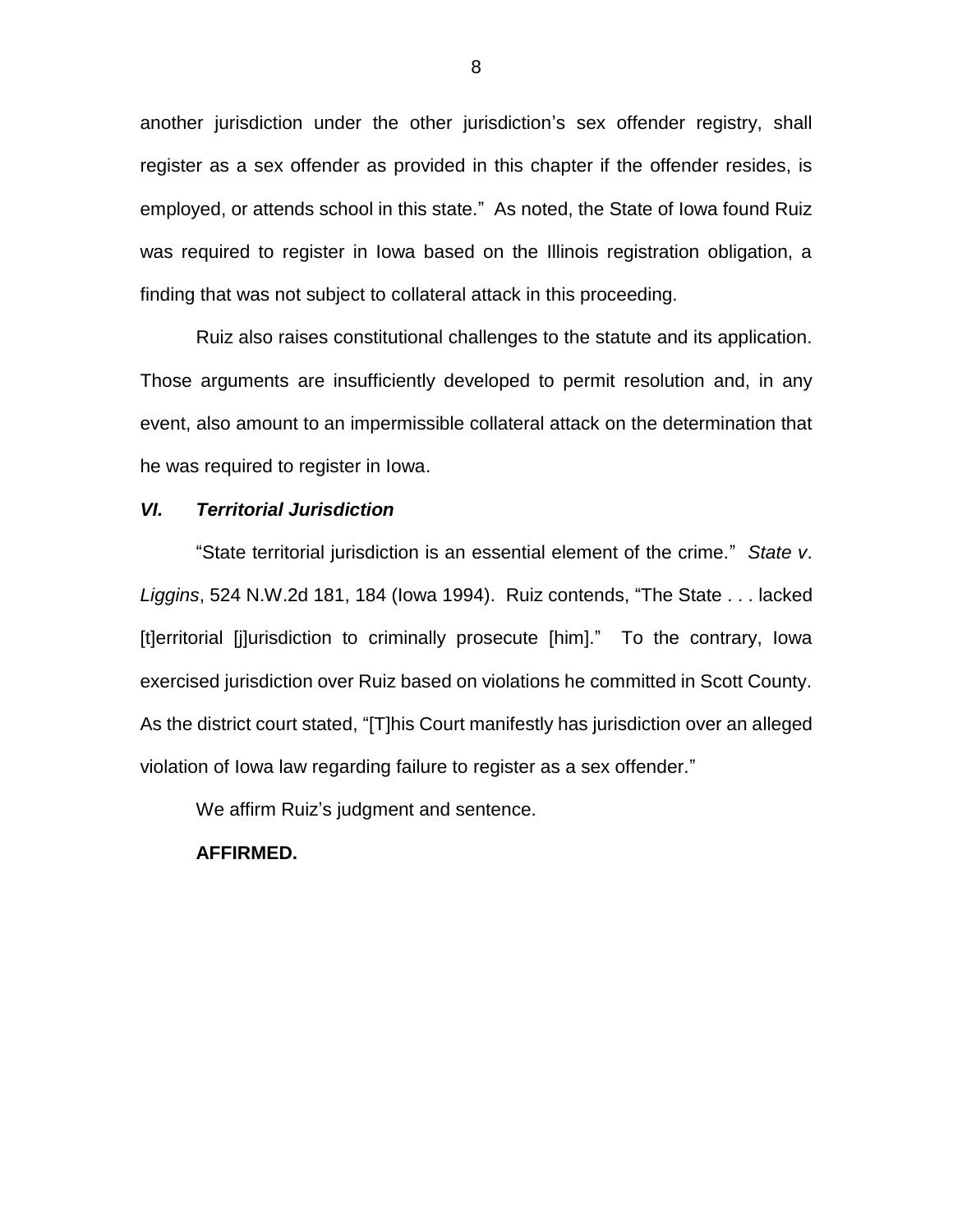another jurisdiction under the other jurisdiction's sex offender registry, shall register as a sex offender as provided in this chapter if the offender resides, is employed, or attends school in this state." As noted, the State of Iowa found Ruiz was required to register in Iowa based on the Illinois registration obligation, a finding that was not subject to collateral attack in this proceeding.

Ruiz also raises constitutional challenges to the statute and its application. Those arguments are insufficiently developed to permit resolution and, in any event, also amount to an impermissible collateral attack on the determination that he was required to register in Iowa.

### *VI. Territorial Jurisdiction*

"State territorial jurisdiction is an essential element of the crime." *State v. Liggins*, 524 N.W.2d 181, 184 (Iowa 1994). Ruiz contends, "The State . . . lacked [t]erritorial [j]urisdiction to criminally prosecute [him]." To the contrary, Iowa exercised jurisdiction over Ruiz based on violations he committed in Scott County. As the district court stated, "[T]his Court manifestly has jurisdiction over an alleged violation of Iowa law regarding failure to register as a sex offender."

We affirm Ruiz's judgment and sentence.

**AFFIRMED.**